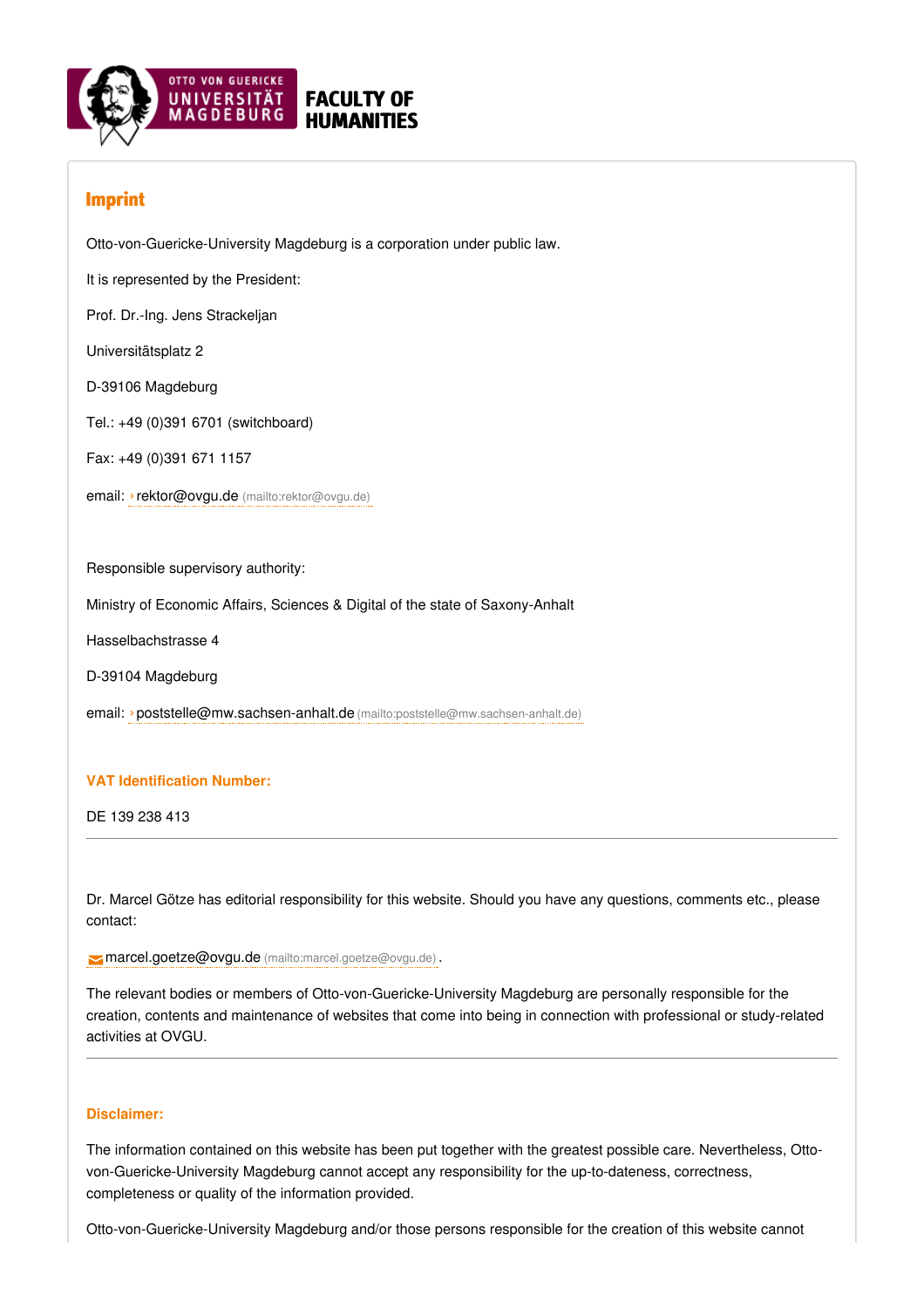OTTO VON GUERICKE UNIVERSITÄT MAGDEBURG

**FACULTY OF HUMANITIES**

# Imprint

Otto-von-Guericke-University Magdeburg is a corporation under public law.

It is represented by the President:

Prof. Dr.-Ing. Jens Strackeljan

Universitätsplatz 2

D-39106 Magdeburg

Tel.: +49 (0)391 6701 (switchboard)

Fax: +49 (0)391 671 1157

email: rektor@ovgu.de (mailto:rektor@ovgu.de)

Responsible supervisory authority:

Ministry of Economic Affairs, Sciences & Digital of the state of Saxony-Anhalt

Hasselbachstrasse 4

D-39104 Magdeburg

email: poststelle@mw.sachsen-anhalt.de (mailto:poststelle@mw.sachsen-anhalt.de)

### VAT Identification Number:

DE 139 238 413

---

Dr. Marcel Götze has editorial responsibility for this website. Should you have any questions, comments etc., please contact:

marcel.goetze@ovgu.de (mailto:marcel.goetze@ovgu.de).

The relevant bodies or members of Otto-von-Guericke-University Magdeburg are personally responsible for the creation, contents and maintenance of websites that come into being in connection with professional or study-related activities at OVGU.

---

### Disclaimer:

The information contained on this website has been put together with the greatest possible care. Nevertheless, Otto-von-Guericke-University Magdeburg cannot accept any responsibility for the up-to-dateness, correctness, completeness or quality of the information provided.

Otto-von-Guericke-University Magdeburg and/or those persons responsible for the creation of this website cannot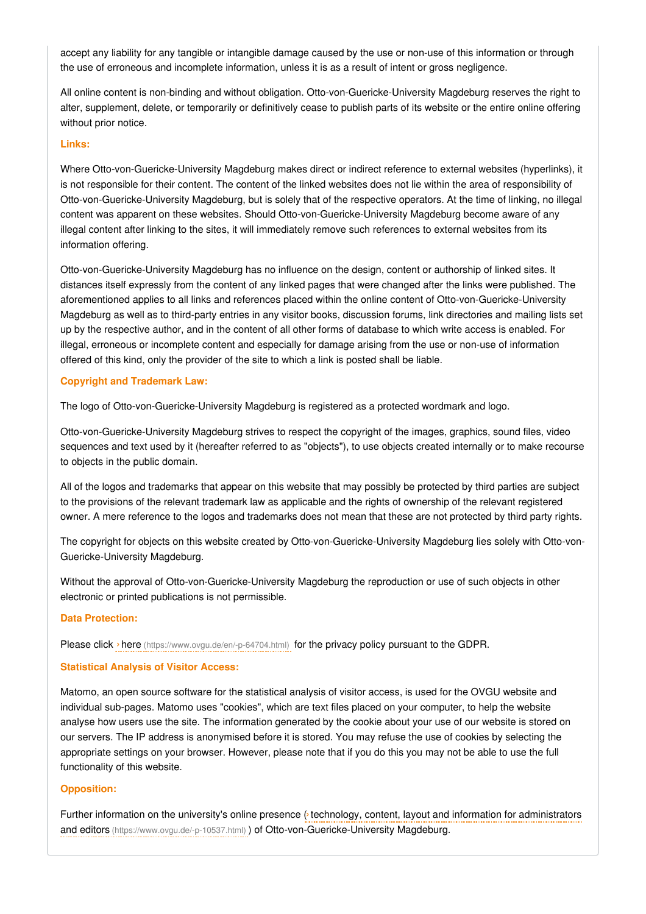accept any liability for any tangible or intangible damage caused by the use or non-use of this information or through the use of erroneous and incomplete information, unless it is as a result of intent or gross negligence.

All online content is non-binding and without obligation. Otto-von-Guericke-University Magdeburg reserves the right to alter, supplement, delete, or temporarily or definitively cease to publish parts of its website or the entire online offering without prior notice.

**Links:**

Where Otto-von-Guericke-University Magdeburg makes direct or indirect reference to external websites (hyperlinks), it is not responsible for their content. The content of the linked websites does not lie within the area of responsibility of Otto-von-Guericke-University Magdeburg, but is solely that of the respective operators. At the time of linking, no illegal content was apparent on these websites. Should Otto-von-Guericke-University Magdeburg become aware of any illegal content after linking to the sites, it will immediately remove such references to external websites from its information offering.

Otto-von-Guericke-University Magdeburg has no influence on the design, content or authorship of linked sites. It distances itself expressly from the content of any linked pages that were changed after the links were published. The aforementioned applies to all links and references placed within the online content of Otto-von-Guericke-University Magdeburg as well as to third-party entries in any visitor books, discussion forums, link directories and mailing lists set up by the respective author, and in the content of all other forms of database to which write access is enabled. For illegal, erroneous or incomplete content and especially for damage arising from the use or non-use of information offered of this kind, only the provider of the site to which a link is posted shall be liable.

**Copyright and Trademark Law:**

The logo of Otto-von-Guericke-University Magdeburg is registered as a protected wordmark and logo.

Otto-von-Guericke-University Magdeburg strives to respect the copyright of the images, graphics, sound files, video sequences and text used by it (hereafter referred to as "objects"), to use objects created internally or to make recourse to objects in the public domain.

All of the logos and trademarks that appear on this website that may possibly be protected by third parties are subject to the provisions of the relevant trademark law as applicable and the rights of ownership of the relevant registered owner. A mere reference to the logos and trademarks does not mean that these are not protected by third party rights.

The copyright for objects on this website created by Otto-von-Guericke-University Magdeburg lies solely with Otto-von-Guericke-University Magdeburg.

Without the approval of Otto-von-Guericke-University Magdeburg the reproduction or use of such objects in other electronic or printed publications is not permissible.

**Data Protection:**

Please click › here (https://www.ovgu.de/en/-p-64704.html) for the privacy policy pursuant to the GDPR.

**Statistical Analysis of Visitor Access:**

Matomo, an open source software for the statistical analysis of visitor access, is used for the OVGU website and individual sub-pages. Matomo uses "cookies", which are text files placed on your computer, to help the website analyse how users use the site. The information generated by the cookie about your use of our website is stored on our servers. The IP address is anonymised before it is stored. You may refuse the use of cookies by selecting the appropriate settings on your browser. However, please note that if you do this you may not be able to use the full functionality of this website.

**Opposition:**

Further information on the university's online presence (› technology, content, layout and information for administrators and editors (https://www.ovgu.de/-p-10537.html) ) of Otto-von-Guericke-University Magdeburg.